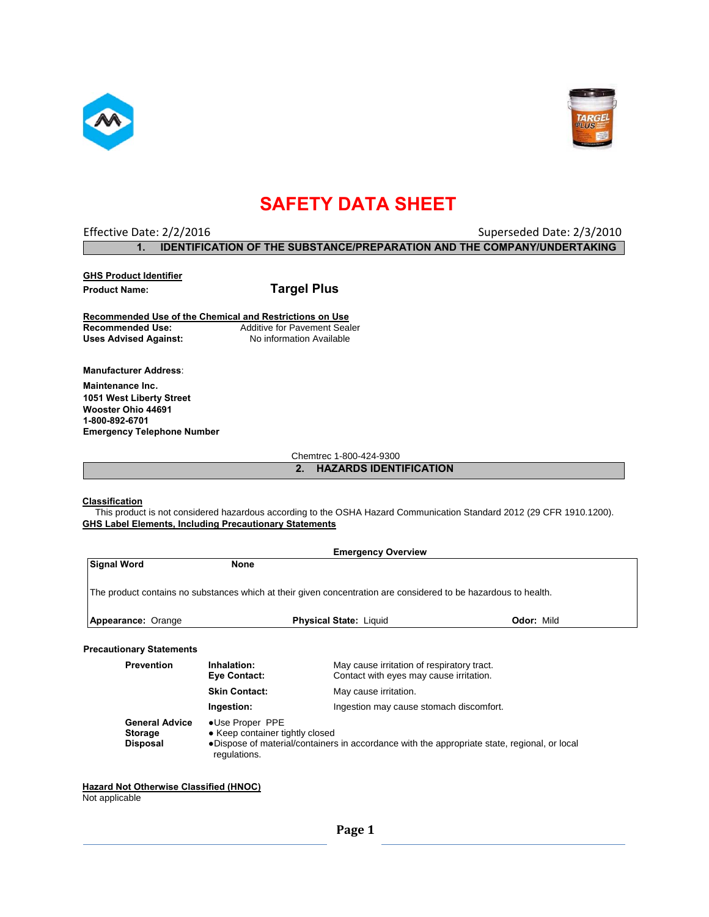# SAFETY DATA SHEET

Effective Date: 2/2/2016 Superseded Date: 2/3/2010

## 1. IDENTIFICATION OF THE SUBSTANCE/PREPARATION AND THE COMPANY/UNDERTAKING

**GHS Product Identifier**

**Product Name:** **Targel Plus**

**Recommended Use of the Chemical and Restrictions on Use**

**Recommended Use:** Additive for Pavement Sealer

**Uses Advised Against:** No information Available

**Manufacturer Address**:

**Maintenance Inc.**
**1051 West Liberty Street**
**Wooster Ohio 44691**
**1-800-892-6701**
**Emergency Telephone Number**

Chemtrec 1-800-424-9300

## 2. HAZARDS IDENTIFICATION

**Classification**

This product is not considered hazardous according to the OSHA Hazard Communication Standard 2012 (29 CFR 1910.1200).

**GHS Label Elements, Including Precautionary Statements**

**Emergency Overview**

**Signal Word** **None**

The product contains no substances which at their given concentration are considered to be hazardous to health.

**Appearance:** Orange **Physical State:** Liquid **Odor:** Mild

**Precautionary Statements**

| | | |
|---|---|---|
| **Prevention** | **Inhalation:** | May cause irritation of respiratory tract. |
| | **Eye Contact:** | Contact with eyes may cause irritation. |
| | **Skin Contact:** | May cause irritation. |
| | **Ingestion:** | Ingestion may cause stomach discomfort. |
| **General Advice** | ●Use Proper PPE | |
| **Storage** | ● Keep container tightly closed | |
| **Disposal** | ●Dispose of material/containers in accordance with the appropriate state, regional, or local regulations. | |

**Hazard Not Otherwise Classified (HNOC)**

Not applicable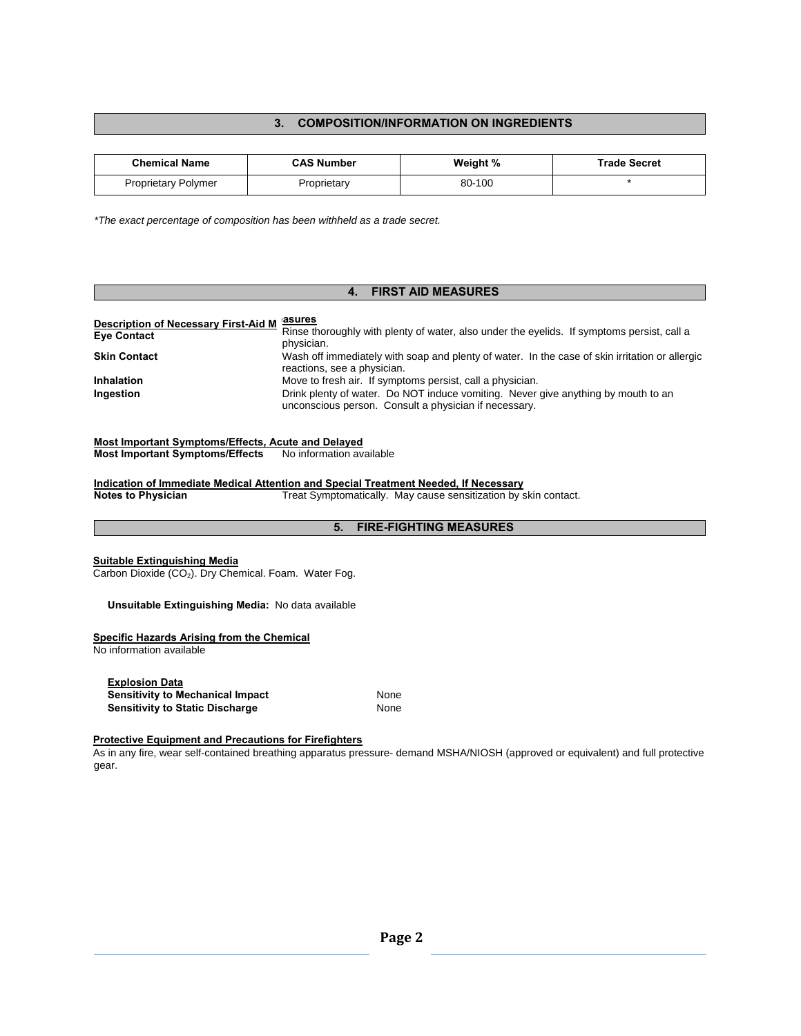## 3. COMPOSITION/INFORMATION ON INGREDIENTS

| Chemical Name | CAS Number | Weight % | Trade Secret |
|---|---|---|---|
| Proprietary Polymer | Proprietary | 80-100 | * |

*\*The exact percentage of composition has been withheld as a trade secret.*

## 4. FIRST AID MEASURES

**Description of Necessary First-Aid Measures**

**Eye Contact** — Rinse thoroughly with plenty of water, also under the eyelids. If symptoms persist, call a physician.

**Skin Contact** — Wash off immediately with soap and plenty of water. In the case of skin irritation or allergic reactions, see a physician.

**Inhalation** — Move to fresh air. If symptoms persist, call a physician.

**Ingestion** — Drink plenty of water. Do NOT induce vomiting. Never give anything by mouth to an unconscious person. Consult a physician if necessary.

**Most Important Symptoms/Effects, Acute and Delayed**

**Most Important Symptoms/Effects** — No information available

**Indication of Immediate Medical Attention and Special Treatment Needed, If Necessary**

**Notes to Physician** — Treat Symptomatically. May cause sensitization by skin contact.

## 5. FIRE-FIGHTING MEASURES

**Suitable Extinguishing Media**

Carbon Dioxide ($CO_2$). Dry Chemical. Foam. Water Fog.

**Unsuitable Extinguishing Media:** No data available

**Specific Hazards Arising from the Chemical**

No information available

**Explosion Data**

**Sensitivity to Mechanical Impact** — None

**Sensitivity to Static Discharge** — None

**Protective Equipment and Precautions for Firefighters**

As in any fire, wear self-contained breathing apparatus pressure- demand MSHA/NIOSH (approved or equivalent) and full protective gear.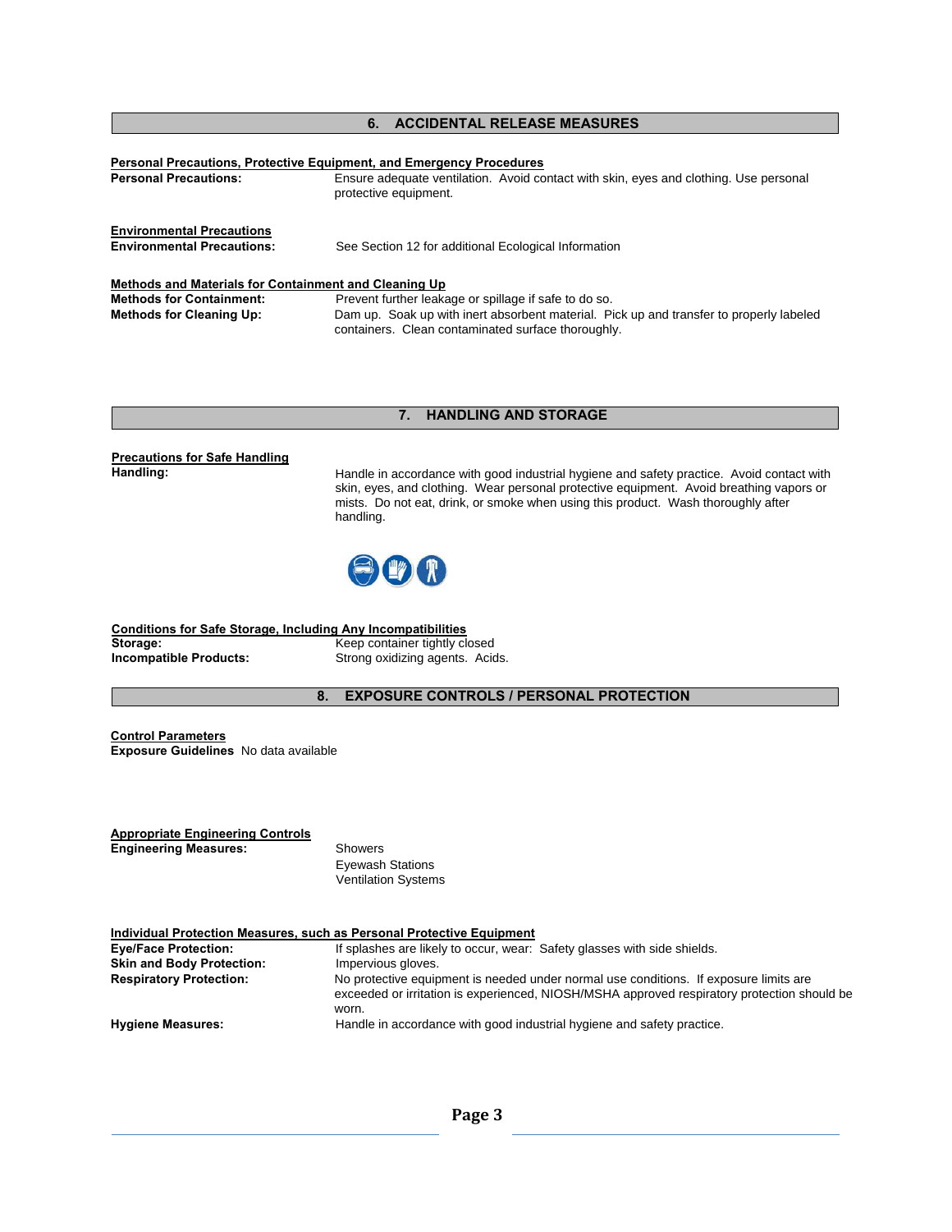## 6. ACCIDENTAL RELEASE MEASURES

**Personal Precautions, Protective Equipment, and Emergency Procedures**

**Personal Precautions:** Ensure adequate ventilation. Avoid contact with skin, eyes and clothing. Use personal protective equipment.

**Environmental Precautions**

**Environmental Precautions:** See Section 12 for additional Ecological Information

**Methods and Materials for Containment and Cleaning Up**

**Methods for Containment:** Prevent further leakage or spillage if safe to do so.

**Methods for Cleaning Up:** Dam up. Soak up with inert absorbent material. Pick up and transfer to properly labeled containers. Clean contaminated surface thoroughly.

## 7. HANDLING AND STORAGE

**Precautions for Safe Handling**

**Handling:** Handle in accordance with good industrial hygiene and safety practice. Avoid contact with skin, eyes, and clothing. Wear personal protective equipment. Avoid breathing vapors or mists. Do not eat, drink, or smoke when using this product. Wash thoroughly after handling.

**Conditions for Safe Storage, Including Any Incompatibilities**

**Storage:** Keep container tightly closed

**Incompatible Products:** Strong oxidizing agents. Acids.

## 8. EXPOSURE CONTROLS / PERSONAL PROTECTION

**Control Parameters**

**Exposure Guidelines** No data available

**Appropriate Engineering Controls**

**Engineering Measures:**
Showers
Eyewash Stations
Ventilation Systems

**Individual Protection Measures, such as Personal Protective Equipment**

**Eye/Face Protection:** If splashes are likely to occur, wear: Safety glasses with side shields.

**Skin and Body Protection:** Impervious gloves.

**Respiratory Protection:** No protective equipment is needed under normal use conditions. If exposure limits are exceeded or irritation is experienced, NIOSH/MSHA approved respiratory protection should be worn.

**Hygiene Measures:** Handle in accordance with good industrial hygiene and safety practice.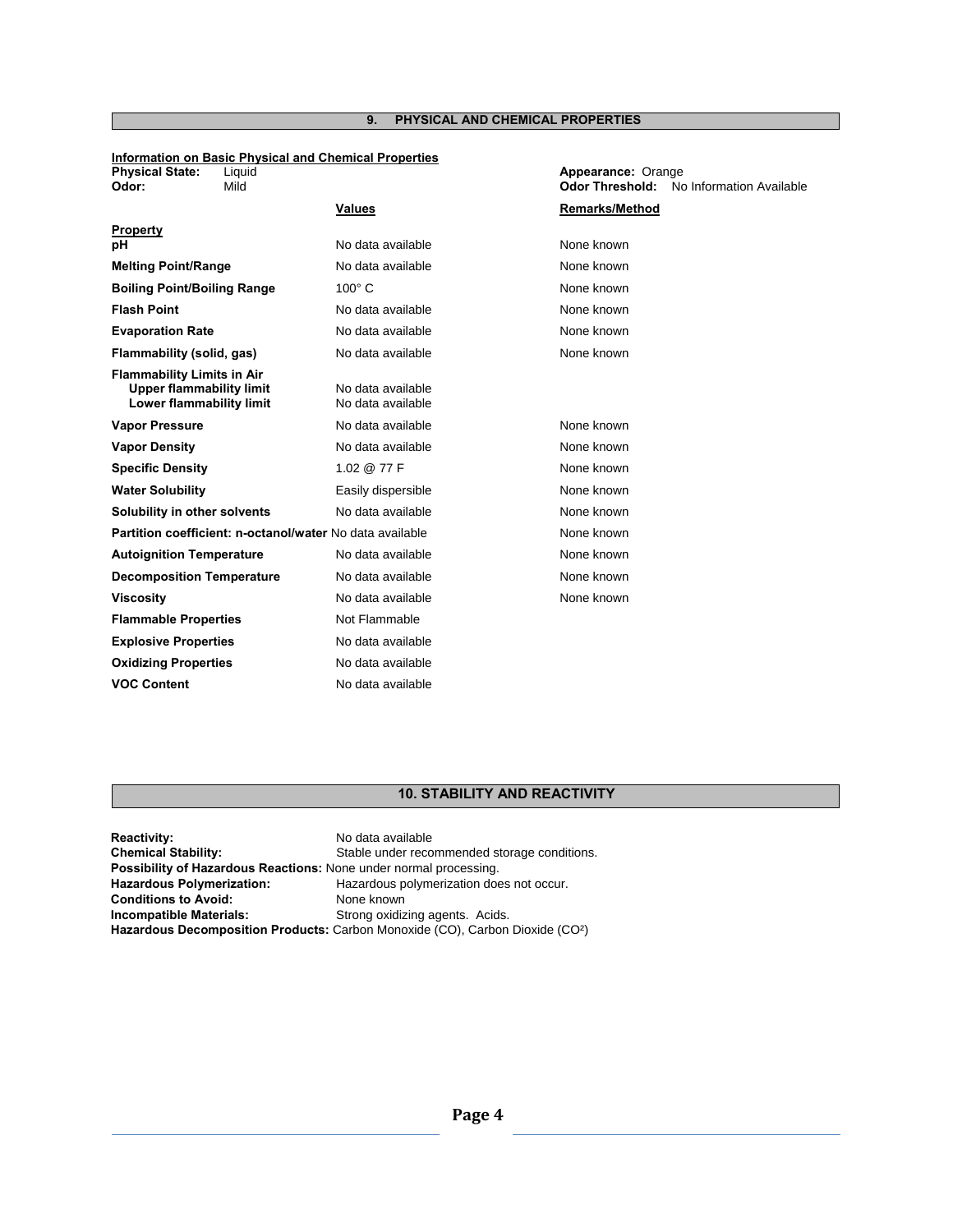## 9. PHYSICAL AND CHEMICAL PROPERTIES

**Information on Basic Physical and Chemical Properties**

**Physical State:** Liquid
**Odor:** Mild

**Appearance:** Orange
**Odor Threshold:** No Information Available

| Property | Values | Remarks/Method |
|---|---|---|
| **pH** | No data available | None known |
| **Melting Point/Range** | No data available | None known |
| **Boiling Point/Boiling Range** | 100° C | None known |
| **Flash Point** | No data available | None known |
| **Evaporation Rate** | No data available | None known |
| **Flammability (solid, gas)** | No data available | None known |
| **Flammability Limits in Air** | | |
| **Upper flammability limit** | No data available | |
| **Lower flammability limit** | No data available | |
| **Vapor Pressure** | No data available | None known |
| **Vapor Density** | No data available | None known |
| **Specific Density** | 1.02 @ 77 F | None known |
| **Water Solubility** | Easily dispersible | None known |
| **Solubility in other solvents** | No data available | None known |
| **Partition coefficient: n-octanol/water** | No data available | None known |
| **Autoignition Temperature** | No data available | None known |
| **Decomposition Temperature** | No data available | None known |
| **Viscosity** | No data available | None known |
| **Flammable Properties** | Not Flammable | |
| **Explosive Properties** | No data available | |
| **Oxidizing Properties** | No data available | |
| **VOC Content** | No data available | |

## 10. STABILITY AND REACTIVITY

**Reactivity:** No data available
**Chemical Stability:** Stable under recommended storage conditions.
**Possibility of Hazardous Reactions:** None under normal processing.
**Hazardous Polymerization:** Hazardous polymerization does not occur.
**Conditions to Avoid:** None known
**Incompatible Materials:** Strong oxidizing agents. Acids.
**Hazardous Decomposition Products:** Carbon Monoxide (CO), Carbon Dioxide ($CO^2$)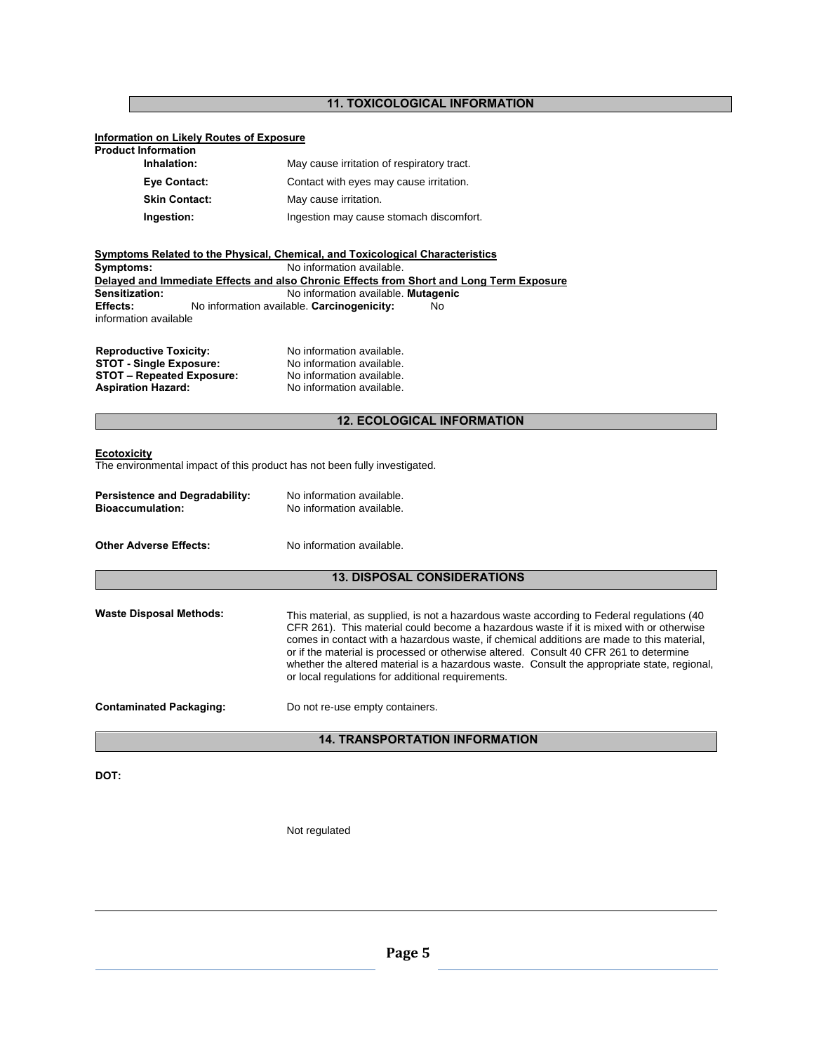## 11. TOXICOLOGICAL INFORMATION

**Information on Likely Routes of Exposure**

**Product Information**

| | |
|---|---|
| **Inhalation:** | May cause irritation of respiratory tract. |
| **Eye Contact:** | Contact with eyes may cause irritation. |
| **Skin Contact:** | May cause irritation. |
| **Ingestion:** | Ingestion may cause stomach discomfort. |

**Symptoms Related to the Physical, Chemical, and Toxicological Characteristics**

**Symptoms:** No information available.

**Delayed and Immediate Effects and also Chronic Effects from Short and Long Term Exposure**

**Sensitization:** No information available. **Mutagenic Effects:** No information available. **Carcinogenicity:** No information available

| | |
|---|---|
| **Reproductive Toxicity:** | No information available. |
| **STOT - Single Exposure:** | No information available. |
| **STOT – Repeated Exposure:** | No information available. |
| **Aspiration Hazard:** | No information available. |

## 12. ECOLOGICAL INFORMATION

**Ecotoxicity**

The environmental impact of this product has not been fully investigated.

| | |
|---|---|
| **Persistence and Degradability:** | No information available. |
| **Bioaccumulation:** | No information available. |
| **Other Adverse Effects:** | No information available. |

## 13. DISPOSAL CONSIDERATIONS

**Waste Disposal Methods:** This material, as supplied, is not a hazardous waste according to Federal regulations (40 CFR 261). This material could become a hazardous waste if it is mixed with or otherwise comes in contact with a hazardous waste, if chemical additions are made to this material, or if the material is processed or otherwise altered. Consult 40 CFR 261 to determine whether the altered material is a hazardous waste. Consult the appropriate state, regional, or local regulations for additional requirements.

**Contaminated Packaging:** Do not re-use empty containers.

## 14. TRANSPORTATION INFORMATION

**DOT:**

Not regulated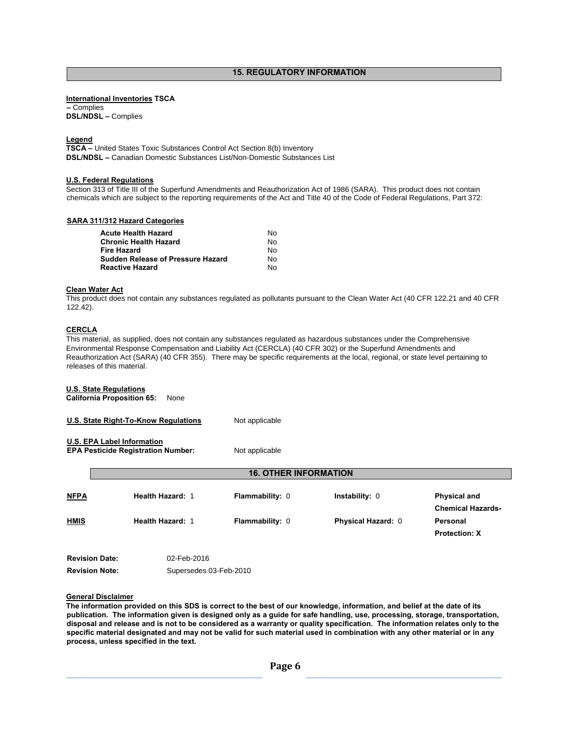## 15. REGULATORY INFORMATION

**International Inventories** **TSCA – Complies**
**DSL/NDSL –** Complies

**Legend**
**TSCA –** United States Toxic Substances Control Act Section 8(b) Inventory
**DSL/NDSL –** Canadian Domestic Substances List/Non-Domestic Substances List

**U.S. Federal Regulations**
Section 313 of Title III of the Superfund Amendments and Reauthorization Act of 1986 (SARA). This product does not contain chemicals which are subject to the reporting requirements of the Act and Title 40 of the Code of Federal Regulations, Part 372:

**SARA 311/312 Hazard Categories**

| | |
|---|---|
| **Acute Health Hazard** | No |
| **Chronic Health Hazard** | No |
| **Fire Hazard** | No |
| **Sudden Release of Pressure Hazard** | No |
| **Reactive Hazard** | No |

**Clean Water Act**
This product does not contain any substances regulated as pollutants pursuant to the Clean Water Act (40 CFR 122.21 and 40 CFR 122.42).

**CERCLA**
This material, as supplied, does not contain any substances regulated as hazardous substances under the Comprehensive Environmental Response Compensation and Liability Act (CERCLA) (40 CFR 302) or the Superfund Amendments and Reauthorization Act (SARA) (40 CFR 355). There may be specific requirements at the local, regional, or state level pertaining to releases of this material.

**U.S. State Regulations**
**California Proposition 65:** None

**U.S. State Right-To-Know Regulations** Not applicable

**U.S. EPA Label Information**
**EPA Pesticide Registration Number:** Not applicable

## 16. OTHER INFORMATION

| | | | | |
|---|---|---|---|---|
| **NFPA** | **Health Hazard:** 1 | **Flammability:** 0 | **Instability:** 0 | **Physical and Chemical Hazards-** |
| **HMIS** | **Health Hazard:** 1 | **Flammability:** 0 | **Physical Hazard:** 0 | **Personal Protection: X** |

**Revision Date:** 02-Feb-2016
**Revision Note:** Supersedes 03-Feb-2010

**General Disclaimer**
**The information provided on this SDS is correct to the best of our knowledge, information, and belief at the date of its publication. The information given is designed only as a guide for safe handling, use, processing, storage, transportation, disposal and release and is not to be considered as a warranty or quality specification. The information relates only to the specific material designated and may not be valid for such material used in combination with any other material or in any process, unless specified in the text.**